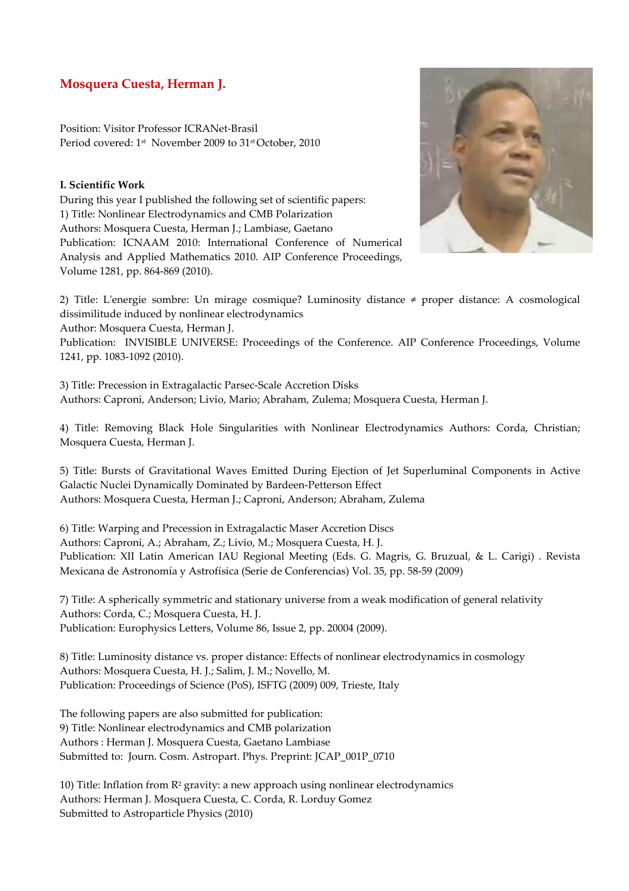# Mosquera Cuesta, Herman J.

Position: Visitor Professor ICRANet-Brasil
Period covered: 1st November 2009 to 31st October, 2010

**I. Scientific Work**

During this year I published the following set of scientific papers:

1) Title: Nonlinear Electrodynamics and CMB Polarization
Authors: Mosquera Cuesta, Herman J.; Lambiase, Gaetano
Publication: ICNAAM 2010: International Conference of Numerical Analysis and Applied Mathematics 2010. AIP Conference Proceedings, Volume 1281, pp. 864-869 (2010).

2) Title: L'energie sombre: Un mirage cosmique? Luminosity distance ≠ proper distance: A cosmological dissimilitude induced by nonlinear electrodynamics
Author: Mosquera Cuesta, Herman J.
Publication: INVISIBLE UNIVERSE: Proceedings of the Conference. AIP Conference Proceedings, Volume 1241, pp. 1083-1092 (2010).

3) Title: Precession in Extragalactic Parsec-Scale Accretion Disks
Authors: Caproni, Anderson; Livio, Mario; Abraham, Zulema; Mosquera Cuesta, Herman J.

4) Title: Removing Black Hole Singularities with Nonlinear Electrodynamics Authors: Corda, Christian; Mosquera Cuesta, Herman J.

5) Title: Bursts of Gravitational Waves Emitted During Ejection of Jet Superluminal Components in Active Galactic Nuclei Dynamically Dominated by Bardeen-Petterson Effect
Authors: Mosquera Cuesta, Herman J.; Caproni, Anderson; Abraham, Zulema

6) Title: Warping and Precession in Extragalactic Maser Accretion Discs
Authors: Caproni, A.; Abraham, Z.; Livio, M.; Mosquera Cuesta, H. J.
Publication: XII Latin American IAU Regional Meeting (Eds. G. Magris, G. Bruzual, & L. Carigi) . Revista Mexicana de Astronomía y Astrofísica (Serie de Conferencias) Vol. 35, pp. 58-59 (2009)

7) Title: A spherically symmetric and stationary universe from a weak modification of general relativity
Authors: Corda, C.; Mosquera Cuesta, H. J.
Publication: Europhysics Letters, Volume 86, Issue 2, pp. 20004 (2009).

8) Title: Luminosity distance vs. proper distance: Effects of nonlinear electrodynamics in cosmology
Authors: Mosquera Cuesta, H. J.; Salim, J. M.; Novello, M.
Publication: Proceedings of Science (PoS), ISFTG (2009) 009, Trieste, Italy

The following papers are also submitted for publication:

9) Title: Nonlinear electrodynamics and CMB polarization
Authors : Herman J. Mosquera Cuesta, Gaetano Lambiase
Submitted to: Journ. Cosm. Astropart. Phys. Preprint: JCAP_001P_0710

10) Title: Inflation from $R^2$ gravity: a new approach using nonlinear electrodynamics
Authors: Herman J. Mosquera Cuesta, C. Corda, R. Lorduy Gomez
Submitted to Astroparticle Physics (2010)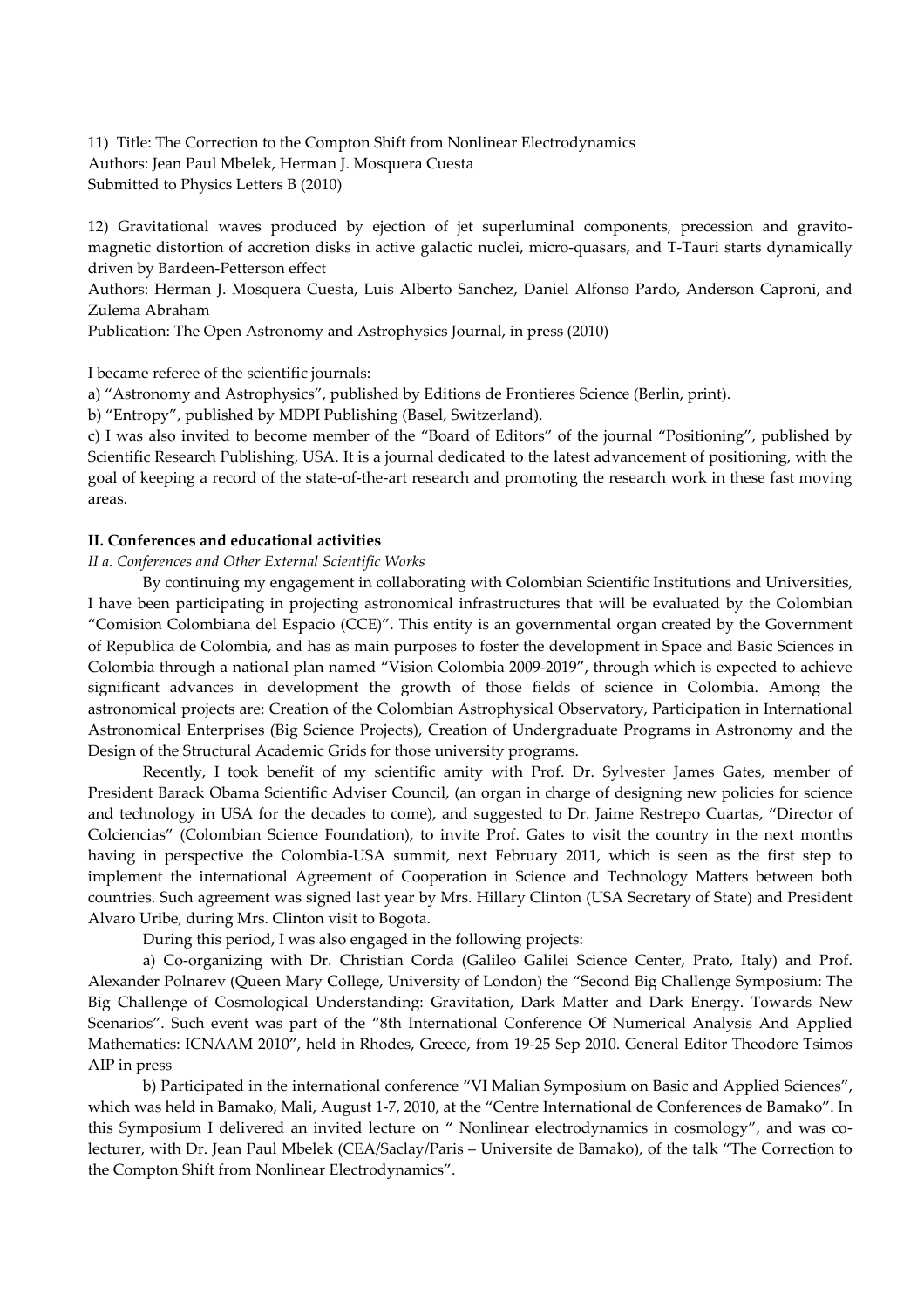11) Title: The Correction to the Compton Shift from Nonlinear Electrodynamics
Authors: Jean Paul Mbelek, Herman J. Mosquera Cuesta
Submitted to Physics Letters B (2010)

12) Gravitational waves produced by ejection of jet superluminal components, precession and gravito-magnetic distortion of accretion disks in active galactic nuclei, micro-quasars, and T-Tauri starts dynamically driven by Bardeen-Petterson effect
Authors: Herman J. Mosquera Cuesta, Luis Alberto Sanchez, Daniel Alfonso Pardo, Anderson Caproni, and Zulema Abraham
Publication: The Open Astronomy and Astrophysics Journal, in press (2010)

I became referee of the scientific journals:
a) "Astronomy and Astrophysics", published by Editions de Frontieres Science (Berlin, print).
b) "Entropy", published by MDPI Publishing (Basel, Switzerland).
c) I was also invited to become member of the "Board of Editors" of the journal "Positioning", published by Scientific Research Publishing, USA. It is a journal dedicated to the latest advancement of positioning, with the goal of keeping a record of the state-of-the-art research and promoting the research work in these fast moving areas.

**II. Conferences and educational activities**

*II a. Conferences and Other External Scientific Works*

By continuing my engagement in collaborating with Colombian Scientific Institutions and Universities, I have been participating in projecting astronomical infrastructures that will be evaluated by the Colombian "Comision Colombiana del Espacio (CCE)". This entity is an governmental organ created by the Government of Republica de Colombia, and has as main purposes to foster the development in Space and Basic Sciences in Colombia through a national plan named "Vision Colombia 2009-2019", through which is expected to achieve significant advances in development the growth of those fields of science in Colombia. Among the astronomical projects are: Creation of the Colombian Astrophysical Observatory, Participation in International Astronomical Enterprises (Big Science Projects), Creation of Undergraduate Programs in Astronomy and the Design of the Structural Academic Grids for those university programs.

Recently, I took benefit of my scientific amity with Prof. Dr. Sylvester James Gates, member of President Barack Obama Scientific Adviser Council, (an organ in charge of designing new policies for science and technology in USA for the decades to come), and suggested to Dr. Jaime Restrepo Cuartas, "Director of Colciencias" (Colombian Science Foundation), to invite Prof. Gates to visit the country in the next months having in perspective the Colombia-USA summit, next February 2011, which is seen as the first step to implement the international Agreement of Cooperation in Science and Technology Matters between both countries. Such agreement was signed last year by Mrs. Hillary Clinton (USA Secretary of State) and President Alvaro Uribe, during Mrs. Clinton visit to Bogota.

During this period, I was also engaged in the following projects:

a) Co-organizing with Dr. Christian Corda (Galileo Galilei Science Center, Prato, Italy) and Prof. Alexander Polnarev (Queen Mary College, University of London) the "Second Big Challenge Symposium: The Big Challenge of Cosmological Understanding: Gravitation, Dark Matter and Dark Energy. Towards New Scenarios". Such event was part of the "8th International Conference Of Numerical Analysis And Applied Mathematics: ICNAAM 2010", held in Rhodes, Greece, from 19-25 Sep 2010. General Editor Theodore Tsimos AIP in press

b) Participated in the international conference "VI Malian Symposium on Basic and Applied Sciences", which was held in Bamako, Mali, August 1-7, 2010, at the "Centre International de Conferences de Bamako". In this Symposium I delivered an invited lecture on " Nonlinear electrodynamics in cosmology", and was co-lecturer, with Dr. Jean Paul Mbelek (CEA/Saclay/Paris – Universite de Bamako), of the talk "The Correction to the Compton Shift from Nonlinear Electrodynamics".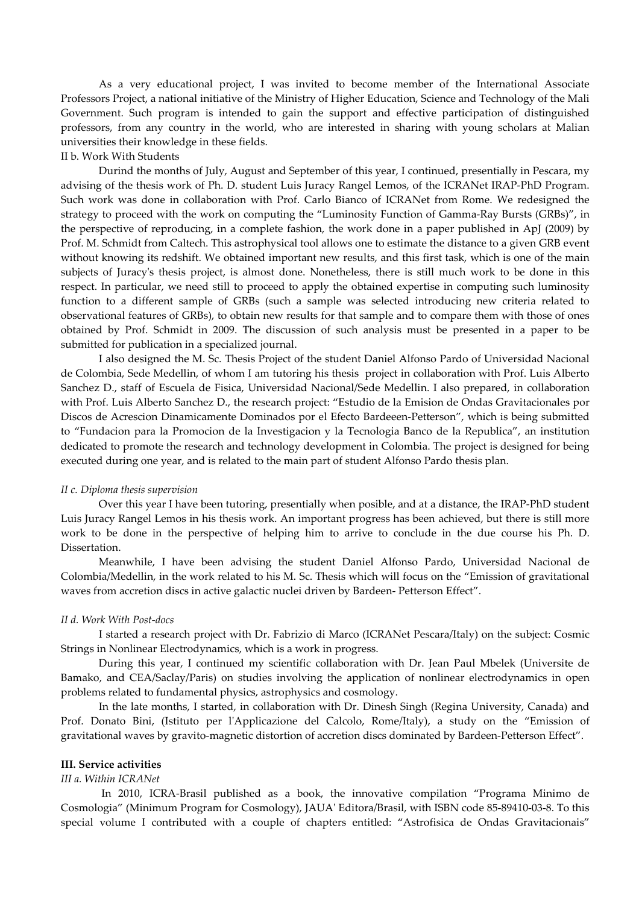As a very educational project, I was invited to become member of the International Associate Professors Project, a national initiative of the Ministry of Higher Education, Science and Technology of the Mali Government. Such program is intended to gain the support and effective participation of distinguished professors, from any country in the world, who are interested in sharing with young scholars at Malian universities their knowledge in these fields.

II b. Work With Students

Durind the months of July, August and September of this year, I continued, presentially in Pescara, my advising of the thesis work of Ph. D. student Luis Juracy Rangel Lemos, of the ICRANet IRAP-PhD Program. Such work was done in collaboration with Prof. Carlo Bianco of ICRANet from Rome. We redesigned the strategy to proceed with the work on computing the "Luminosity Function of Gamma-Ray Bursts (GRBs)", in the perspective of reproducing, in a complete fashion, the work done in a paper published in ApJ (2009) by Prof. M. Schmidt from Caltech. This astrophysical tool allows one to estimate the distance to a given GRB event without knowing its redshift. We obtained important new results, and this first task, which is one of the main subjects of Juracy's thesis project, is almost done. Nonetheless, there is still much work to be done in this respect. In particular, we need still to proceed to apply the obtained expertise in computing such luminosity function to a different sample of GRBs (such a sample was selected introducing new criteria related to observational features of GRBs), to obtain new results for that sample and to compare them with those of ones obtained by Prof. Schmidt in 2009. The discussion of such analysis must be presented in a paper to be submitted for publication in a specialized journal.

I also designed the M. Sc. Thesis Project of the student Daniel Alfonso Pardo of Universidad Nacional de Colombia, Sede Medellin, of whom I am tutoring his thesis project in collaboration with Prof. Luis Alberto Sanchez D., staff of Escuela de Fisica, Universidad Nacional/Sede Medellin. I also prepared, in collaboration with Prof. Luis Alberto Sanchez D., the research project: "Estudio de la Emision de Ondas Gravitacionales por Discos de Acrescion Dinamicamente Dominados por el Efecto Bardeeen-Petterson", which is being submitted to "Fundacion para la Promocion de la Investigacion y la Tecnologia Banco de la Republica", an institution dedicated to promote the research and technology development in Colombia. The project is designed for being executed during one year, and is related to the main part of student Alfonso Pardo thesis plan.

*II c. Diploma thesis supervision*

Over this year I have been tutoring, presentially when posible, and at a distance, the IRAP-PhD student Luis Juracy Rangel Lemos in his thesis work. An important progress has been achieved, but there is still more work to be done in the perspective of helping him to arrive to conclude in the due course his Ph. D. Dissertation.

Meanwhile, I have been advising the student Daniel Alfonso Pardo, Universidad Nacional de Colombia/Medellin, in the work related to his M. Sc. Thesis which will focus on the "Emission of gravitational waves from accretion discs in active galactic nuclei driven by Bardeen- Petterson Effect".

*II d. Work With Post-docs*

I started a research project with Dr. Fabrizio di Marco (ICRANet Pescara/Italy) on the subject: Cosmic Strings in Nonlinear Electrodynamics, which is a work in progress.

During this year, I continued my scientific collaboration with Dr. Jean Paul Mbelek (Universite de Bamako, and CEA/Saclay/Paris) on studies involving the application of nonlinear electrodynamics in open problems related to fundamental physics, astrophysics and cosmology.

In the late months, I started, in collaboration with Dr. Dinesh Singh (Regina University, Canada) and Prof. Donato Bini, (Istituto per l'Applicazione del Calcolo, Rome/Italy), a study on the "Emission of gravitational waves by gravito-magnetic distortion of accretion discs dominated by Bardeen-Petterson Effect".

**III. Service activities**

*III a. Within ICRANet*

In 2010, ICRA-Brasil published as a book, the innovative compilation "Programa Minimo de Cosmologia" (Minimum Program for Cosmology), JAUA' Editora/Brasil, with ISBN code 85-89410-03-8. To this special volume I contributed with a couple of chapters entitled: "Astrofisica de Ondas Gravitacionais"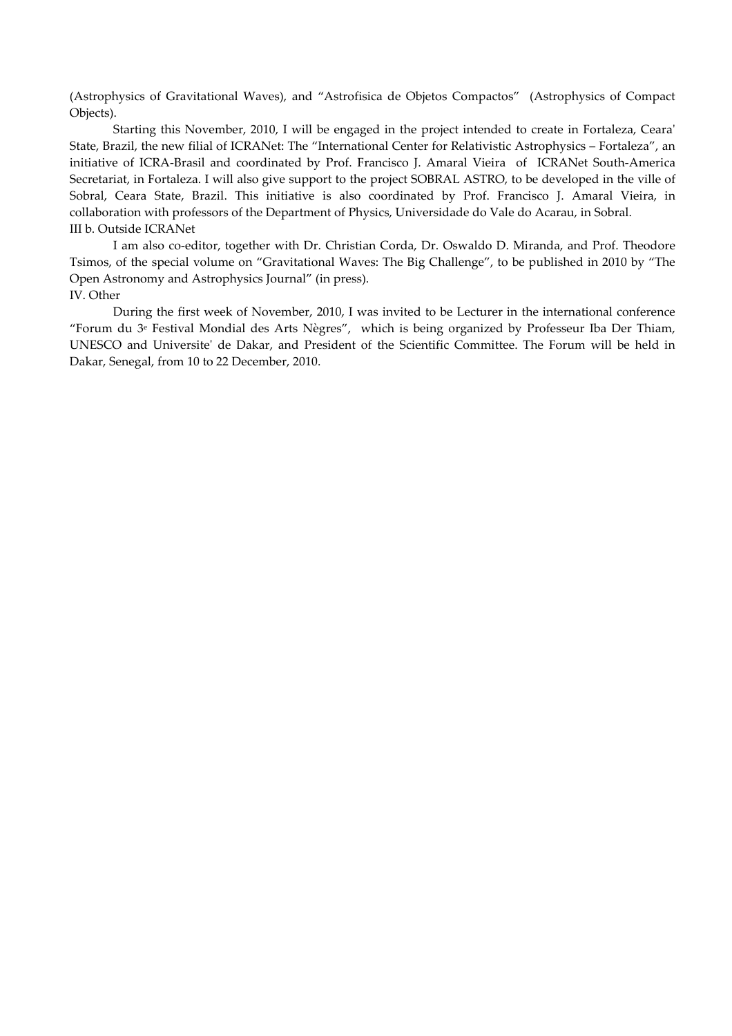(Astrophysics of Gravitational Waves), and "Astrofisica de Objetos Compactos" (Astrophysics of Compact Objects).

Starting this November, 2010, I will be engaged in the project intended to create in Fortaleza, Ceara' State, Brazil, the new filial of ICRANet: The "International Center for Relativistic Astrophysics – Fortaleza", an initiative of ICRA-Brasil and coordinated by Prof. Francisco J. Amaral Vieira of ICRANet South-America Secretariat, in Fortaleza. I will also give support to the project SOBRAL ASTRO, to be developed in the ville of Sobral, Ceara State, Brazil. This initiative is also coordinated by Prof. Francisco J. Amaral Vieira, in collaboration with professors of the Department of Physics, Universidade do Vale do Acarau, in Sobral.

III b. Outside ICRANet

I am also co-editor, together with Dr. Christian Corda, Dr. Oswaldo D. Miranda, and Prof. Theodore Tsimos, of the special volume on "Gravitational Waves: The Big Challenge", to be published in 2010 by "The Open Astronomy and Astrophysics Journal" (in press).

IV. Other

During the first week of November, 2010, I was invited to be Lecturer in the international conference "Forum du 3e Festival Mondial des Arts Nègres", which is being organized by Professeur Iba Der Thiam, UNESCO and Universite' de Dakar, and President of the Scientific Committee. The Forum will be held in Dakar, Senegal, from 10 to 22 December, 2010.